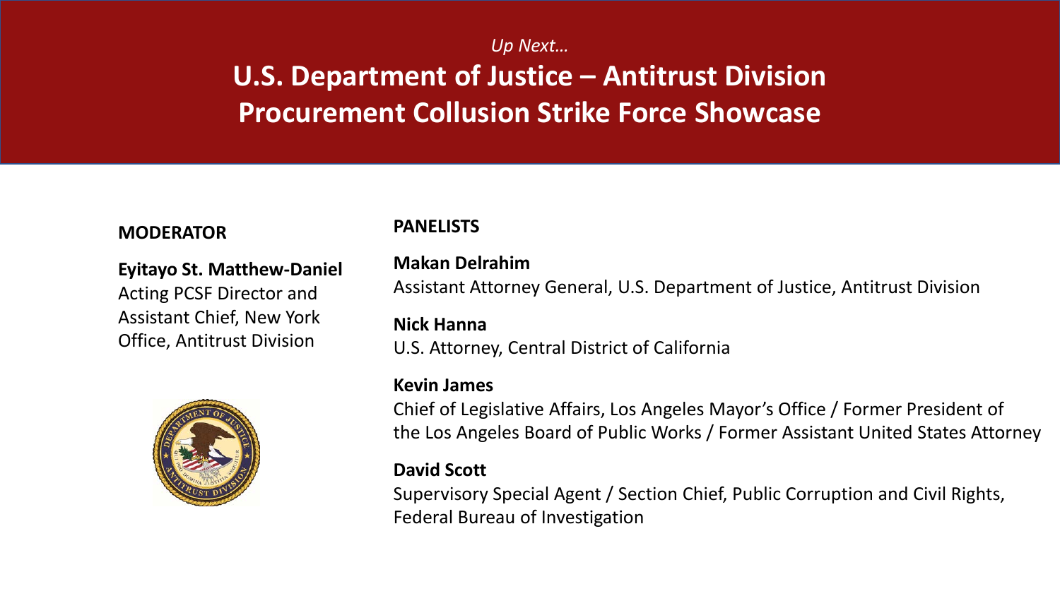*Up Next…*

# U.S. Department of Justice – Antitrust Division
# Procurement Collusion Strike Force Showcase

**MODERATOR**

**Eyitayo St. Matthew-Daniel**
Acting PCSF Director and Assistant Chief, New York Office, Antitrust Division

**PANELISTS**

**Makan Delrahim**
Assistant Attorney General, U.S. Department of Justice, Antitrust Division

**Nick Hanna**
U.S. Attorney, Central District of California

**Kevin James**
Chief of Legislative Affairs, Los Angeles Mayor's Office / Former President of the Los Angeles Board of Public Works / Former Assistant United States Attorney

**David Scott**
Supervisory Special Agent / Section Chief, Public Corruption and Civil Rights, Federal Bureau of Investigation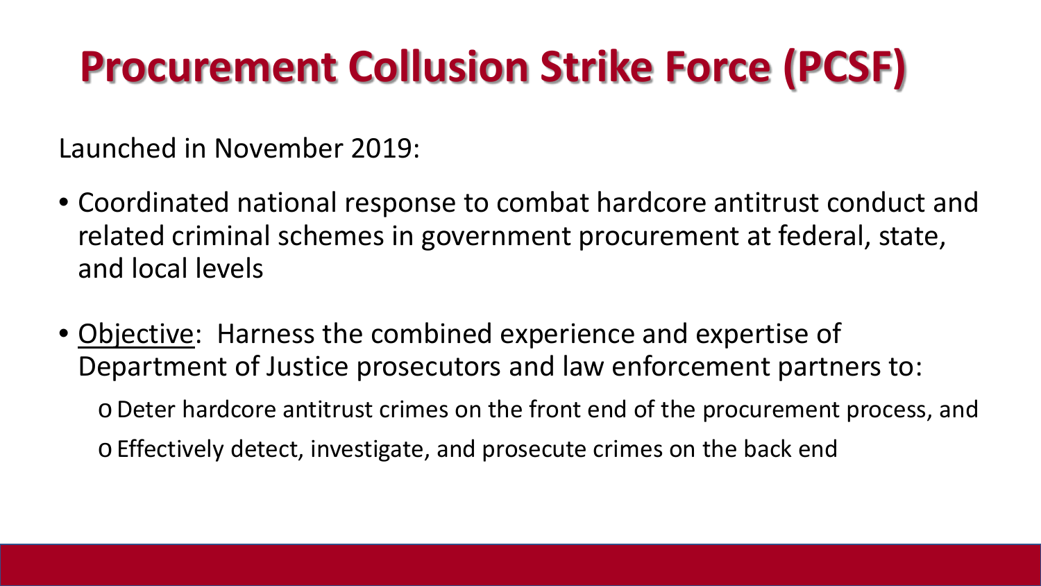# Procurement Collusion Strike Force (PCSF)

Launched in November 2019:

- Coordinated national response to combat hardcore antitrust conduct and related criminal schemes in government procurement at federal, state, and local levels

- Objective: Harness the combined experience and expertise of Department of Justice prosecutors and law enforcement partners to:
  - Deter hardcore antitrust crimes on the front end of the procurement process, and
  - Effectively detect, investigate, and prosecute crimes on the back end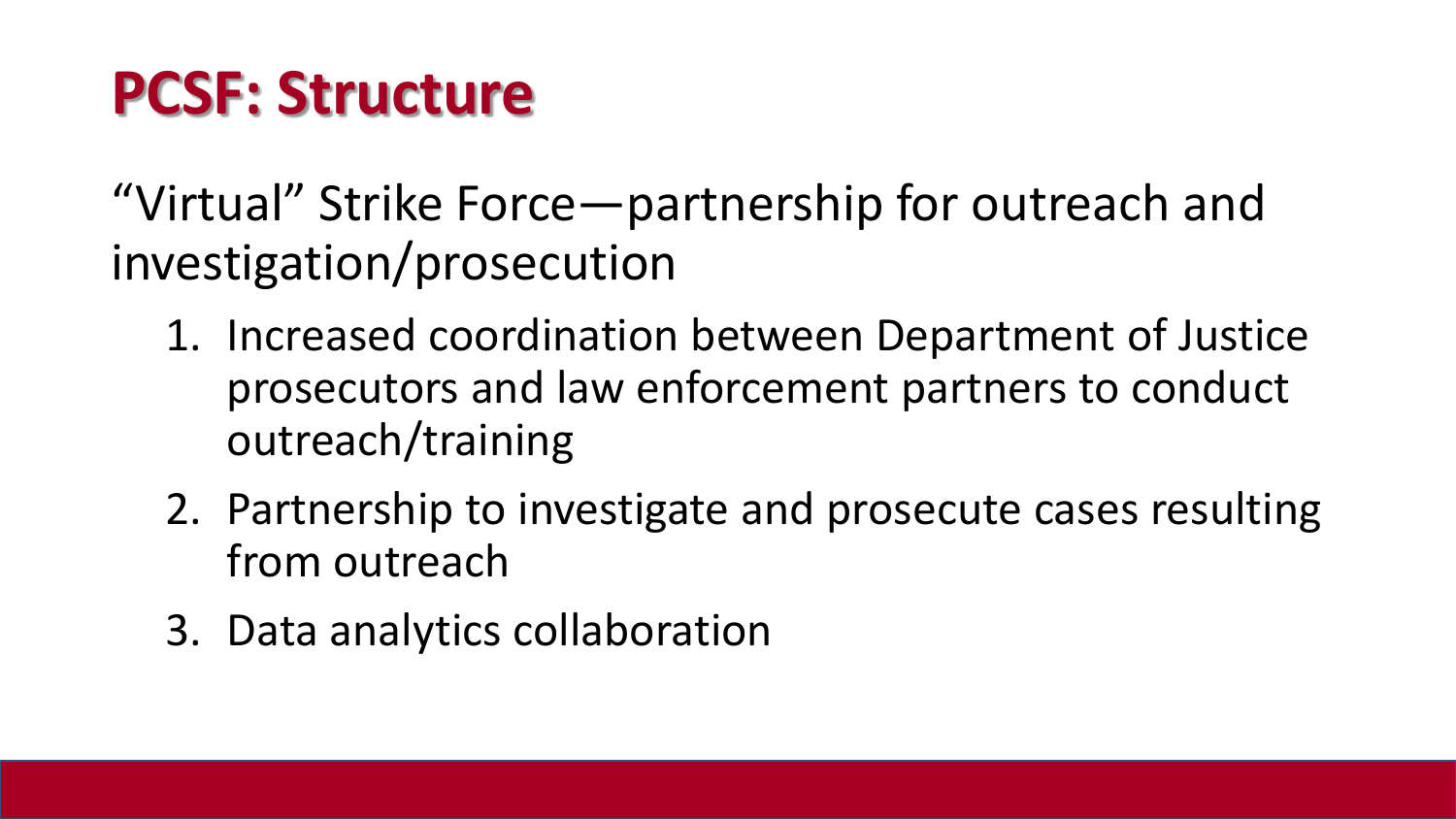# PCSF: Structure

"Virtual" Strike Force—partnership for outreach and investigation/prosecution

1. Increased coordination between Department of Justice prosecutors and law enforcement partners to conduct outreach/training
2. Partnership to investigate and prosecute cases resulting from outreach
3. Data analytics collaboration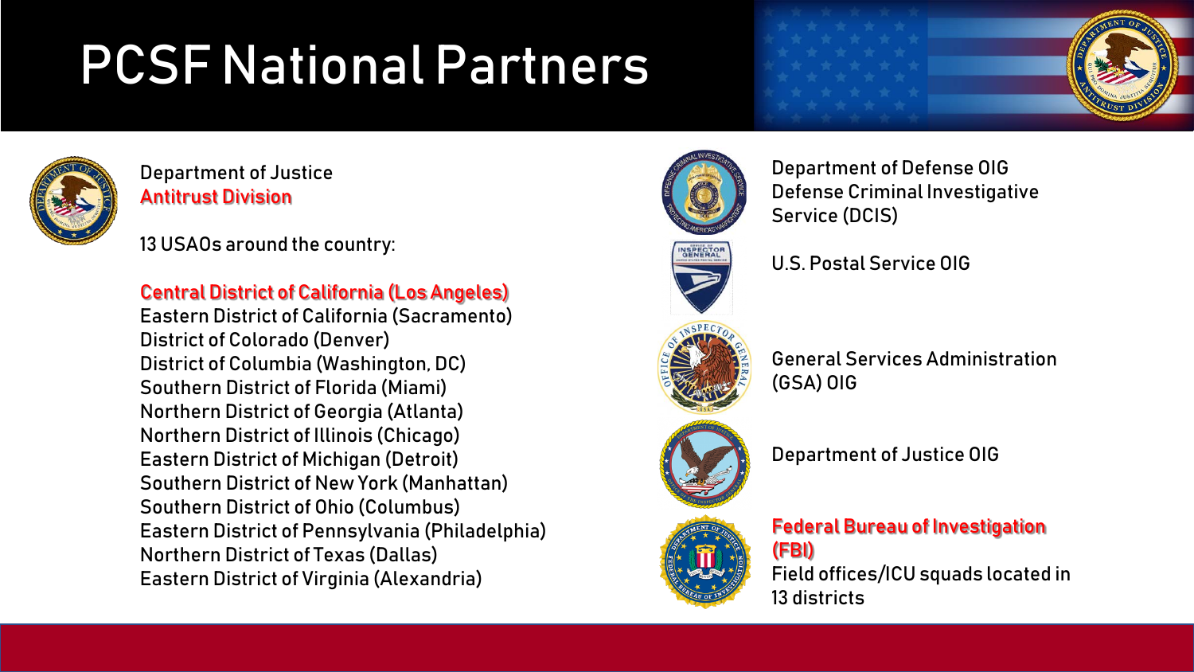# PCSF National Partners

Department of Justice
**Antitrust Division**

13 USAOs around the country:

**Central District of California (Los Angeles)**
Eastern District of California (Sacramento)
District of Colorado (Denver)
District of Columbia (Washington, DC)
Southern District of Florida (Miami)
Northern District of Georgia (Atlanta)
Northern District of Illinois (Chicago)
Eastern District of Michigan (Detroit)
Southern District of New York (Manhattan)
Southern District of Ohio (Columbus)
Eastern District of Pennsylvania (Philadelphia)
Northern District of Texas (Dallas)
Eastern District of Virginia (Alexandria)

Department of Defense OIG
Defense Criminal Investigative Service (DCIS)

U.S. Postal Service OIG

General Services Administration (GSA) OIG

Department of Justice OIG

**Federal Bureau of Investigation (FBI)**
Field offices/ICU squads located in 13 districts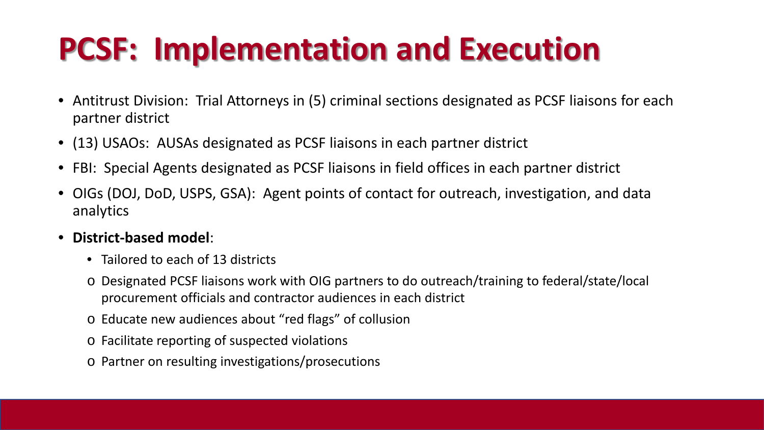# PCSF: Implementation and Execution

- Antitrust Division: Trial Attorneys in (5) criminal sections designated as PCSF liaisons for each partner district
- (13) USAOs: AUSAs designated as PCSF liaisons in each partner district
- FBI: Special Agents designated as PCSF liaisons in field offices in each partner district
- OIGs (DOJ, DoD, USPS, GSA): Agent points of contact for outreach, investigation, and data analytics
- **District-based model**:
  - Tailored to each of 13 districts
  - Designated PCSF liaisons work with OIG partners to do outreach/training to federal/state/local procurement officials and contractor audiences in each district
  - Educate new audiences about "red flags" of collusion
  - Facilitate reporting of suspected violations
  - Partner on resulting investigations/prosecutions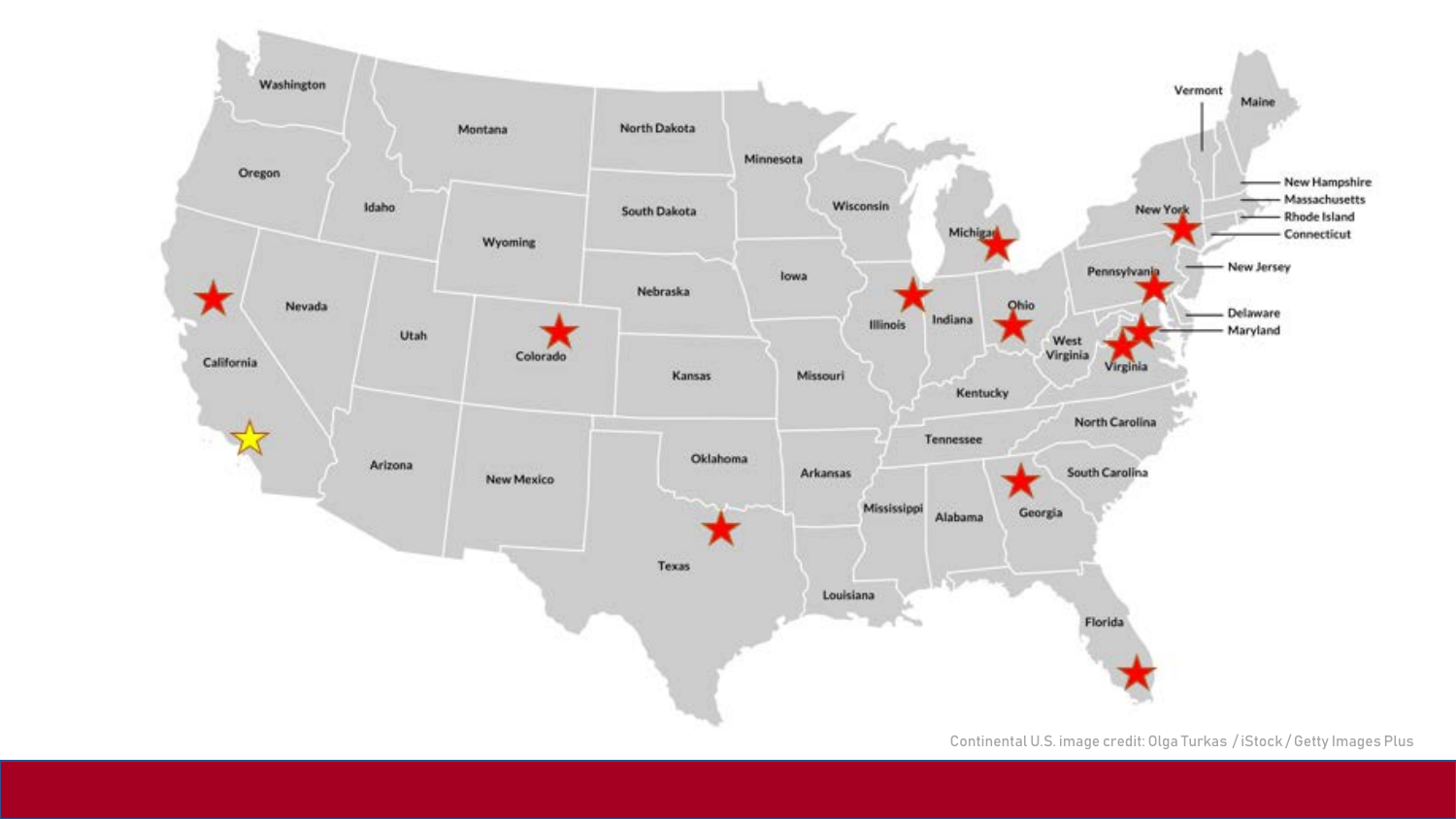Washington

Oregon

California

Nevada

Idaho

Montana

Wyoming

Utah

Arizona

Colorado

New Mexico

North Dakota

South Dakota

Nebraska

Kansas

Oklahoma

Texas

Minnesota

Iowa

Missouri

Arkansas

Louisiana

Wisconsin

Illinois

Michigan

Indiana

Ohio

Kentucky

Tennessee

Mississippi

Alabama

Georgia

Florida

South Carolina

North Carolina

Virginia

West Virginia

Pennsylvania

New York

Vermont

Maine

New Hampshire

Massachusetts

Rhode Island

Connecticut

New Jersey

Delaware

Maryland

Continental U.S. image credit: Olga Turkas / iStock / Getty Images Plus